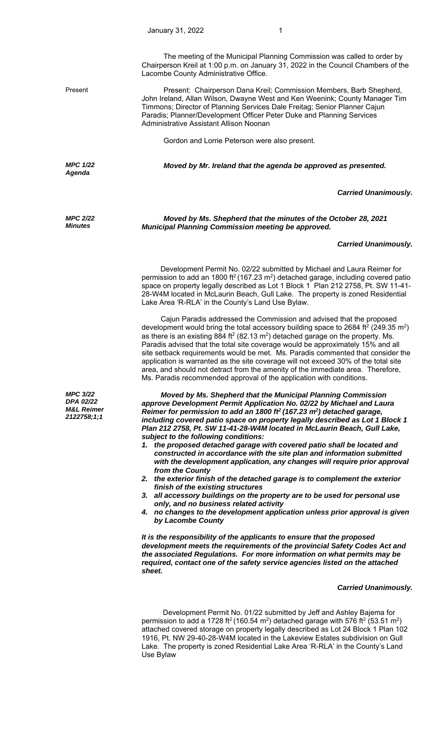The meeting of the Municipal Planning Commission was called to order by Chairperson Kreil at 1:00 p.m. on January 31, 2022 in the Council Chambers of the Lacombe County Administrative Office.

Present

Present: Chairperson Dana Kreil; Commission Members, Barb Shepherd, John Ireland, Allan Wilson, Dwayne West and Ken Weenink; County Manager Tim Timmons; Director of Planning Services Dale Freitag; Senior Planner Cajun Paradis; Planner/Development Officer Peter Duke and Planning Services Administrative Assistant Allison Noonan

Gordon and Lorrie Peterson were also present.

***MPC 1/22 Agenda***

***Moved by Mr. Ireland that the agenda be approved as presented.***

***Carried Unanimously.***

***MPC 2/22 Minutes***

***Moved by Ms. Shepherd that the minutes of the October 28, 2021 Municipal Planning Commission meeting be approved.***

***Carried Unanimously.***

Development Permit No. 02/22 submitted by Michael and Laura Reimer for permission to add an 1800 ft$^2$ (167.23 m$^2$) detached garage, including covered patio space on property legally described as Lot 1 Block 1 Plan 212 2758, Pt. SW 11-41-28-W4M located in McLaurin Beach, Gull Lake. The property is zoned Residential Lake Area 'R-RLA' in the County's Land Use Bylaw.

Cajun Paradis addressed the Commission and advised that the proposed development would bring the total accessory building space to 2684 ft$^2$ (249.35 m$^2$) as there is an existing 884 ft$^2$ (82.13 m$^2$) detached garage on the property. Ms. Paradis advised that the total site coverage would be approximately 15% and all site setback requirements would be met. Ms. Paradis commented that consider the application is warranted as the site coverage will not exceed 30% of the total site area, and should not detract from the amenity of the immediate area. Therefore, Ms. Paradis recommended approval of the application with conditions.

***MPC 3/22 DPA 02/22 M&L Reimer 2122758;1;1***

***Moved by Ms. Shepherd that the Municipal Planning Commission approve Development Permit Application No. 02/22 by Michael and Laura Reimer for permission to add an 1800 ft$^2$ (167.23 m$^2$) detached garage, including covered patio space on property legally described as Lot 1 Block 1 Plan 212 2758, Pt. SW 11-41-28-W4M located in McLaurin Beach, Gull Lake, subject to the following conditions:***

1. ***the proposed detached garage with covered patio shall be located and constructed in accordance with the site plan and information submitted with the development application, any changes will require prior approval from the County***
2. ***the exterior finish of the detached garage is to complement the exterior finish of the existing structures***
3. ***all accessory buildings on the property are to be used for personal use only, and no business related activity***
4. ***no changes to the development application unless prior approval is given by Lacombe County***

***It is the responsibility of the applicants to ensure that the proposed development meets the requirements of the provincial Safety Codes Act and the associated Regulations. For more information on what permits may be required, contact one of the safety service agencies listed on the attached sheet.***

***Carried Unanimously.***

Development Permit No. 01/22 submitted by Jeff and Ashley Bajema for permission to add a 1728 ft$^2$ (160.54 m$^2$) detached garage with 576 ft$^2$ (53.51 m$^2$) attached covered storage on property legally described as Lot 24 Block 1 Plan 102 1916, Pt. NW 29-40-28-W4M located in the Lakeview Estates subdivision on Gull Lake. The property is zoned Residential Lake Area 'R-RLA' in the County's Land Use Bylaw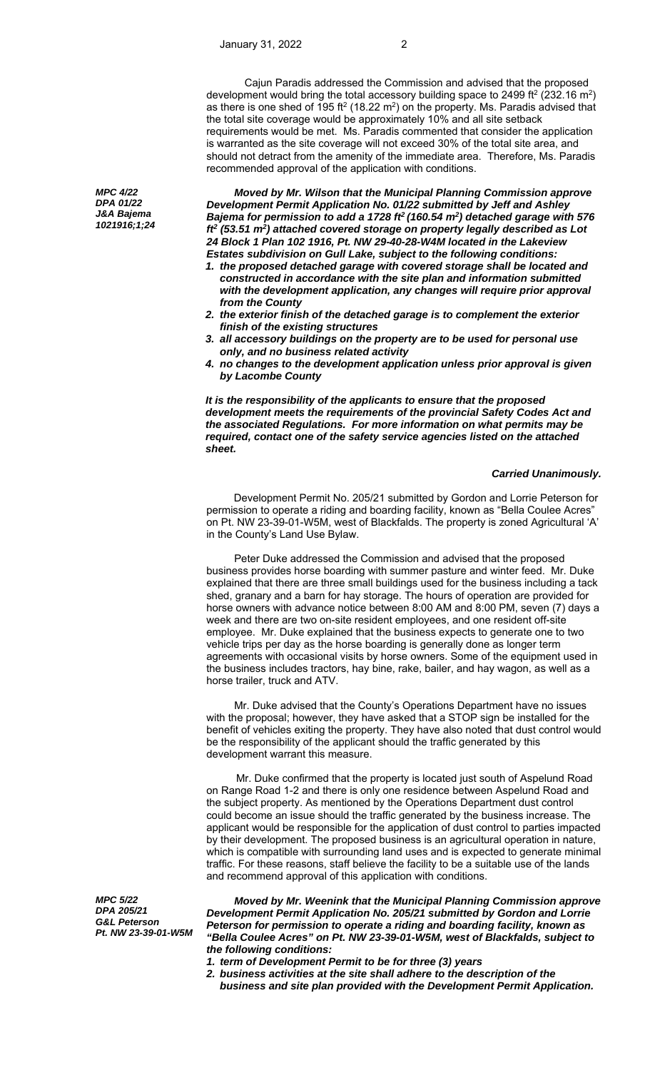Cajun Paradis addressed the Commission and advised that the proposed development would bring the total accessory building space to 2499 ft$^2$ (232.16 m$^2$) as there is one shed of 195 ft$^2$ (18.22 m$^2$) on the property. Ms. Paradis advised that the total site coverage would be approximately 10% and all site setback requirements would be met. Ms. Paradis commented that consider the application is warranted as the site coverage will not exceed 30% of the total site area, and should not detract from the amenity of the immediate area. Therefore, Ms. Paradis recommended approval of the application with conditions.

***MPC 4/22***
***DPA 01/22***
***J&A Bajema***
***1021916;1;24***

***Moved by Mr. Wilson that the Municipal Planning Commission approve Development Permit Application No. 01/22 submitted by Jeff and Ashley Bajema for permission to add a 1728 ft$^2$ (160.54 m$^2$) detached garage with 576 ft$^2$ (53.51 m$^2$) attached covered storage on property legally described as Lot 24 Block 1 Plan 102 1916, Pt. NW 29-40-28-W4M located in the Lakeview Estates subdivision on Gull Lake, subject to the following conditions:***

1. ***the proposed detached garage with covered storage shall be located and constructed in accordance with the site plan and information submitted with the development application, any changes will require prior approval from the County***
2. ***the exterior finish of the detached garage is to complement the exterior finish of the existing structures***
3. ***all accessory buildings on the property are to be used for personal use only, and no business related activity***
4. ***no changes to the development application unless prior approval is given by Lacombe County***

***It is the responsibility of the applicants to ensure that the proposed development meets the requirements of the provincial Safety Codes Act and the associated Regulations. For more information on what permits may be required, contact one of the safety service agencies listed on the attached sheet.***

***Carried Unanimously.***

Development Permit No. 205/21 submitted by Gordon and Lorrie Peterson for permission to operate a riding and boarding facility, known as "Bella Coulee Acres" on Pt. NW 23-39-01-W5M, west of Blackfalds. The property is zoned Agricultural 'A' in the County's Land Use Bylaw.

Peter Duke addressed the Commission and advised that the proposed business provides horse boarding with summer pasture and winter feed. Mr. Duke explained that there are three small buildings used for the business including a tack shed, granary and a barn for hay storage. The hours of operation are provided for horse owners with advance notice between 8:00 AM and 8:00 PM, seven (7) days a week and there are two on-site resident employees, and one resident off-site employee. Mr. Duke explained that the business expects to generate one to two vehicle trips per day as the horse boarding is generally done as longer term agreements with occasional visits by horse owners. Some of the equipment used in the business includes tractors, hay bine, rake, bailer, and hay wagon, as well as a horse trailer, truck and ATV.

Mr. Duke advised that the County's Operations Department have no issues with the proposal; however, they have asked that a STOP sign be installed for the benefit of vehicles exiting the property. They have also noted that dust control would be the responsibility of the applicant should the traffic generated by this development warrant this measure.

Mr. Duke confirmed that the property is located just south of Aspelund Road on Range Road 1-2 and there is only one residence between Aspelund Road and the subject property. As mentioned by the Operations Department dust control could become an issue should the traffic generated by the business increase. The applicant would be responsible for the application of dust control to parties impacted by their development. The proposed business is an agricultural operation in nature, which is compatible with surrounding land uses and is expected to generate minimal traffic. For these reasons, staff believe the facility to be a suitable use of the lands and recommend approval of this application with conditions.

***MPC 5/22***
***DPA 205/21***
***G&L Peterson***
***Pt. NW 23-39-01-W5M***

***Moved by Mr. Weenink that the Municipal Planning Commission approve Development Permit Application No. 205/21 submitted by Gordon and Lorrie Peterson for permission to operate a riding and boarding facility, known as "Bella Coulee Acres" on Pt. NW 23-39-01-W5M, west of Blackfalds, subject to the following conditions:***

1. ***term of Development Permit to be for three (3) years***
2. ***business activities at the site shall adhere to the description of the business and site plan provided with the Development Permit Application.***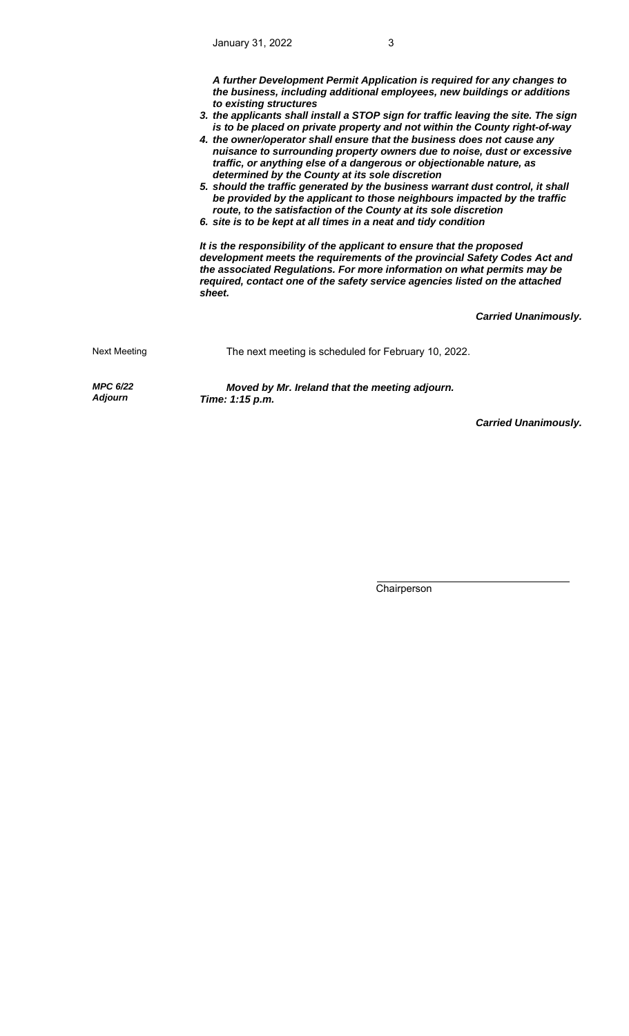***A further Development Permit Application is required for any changes to the business, including additional employees, new buildings or additions to existing structures***

3. ***the applicants shall install a STOP sign for traffic leaving the site. The sign is to be placed on private property and not within the County right-of-way***
4. ***the owner/operator shall ensure that the business does not cause any nuisance to surrounding property owners due to noise, dust or excessive traffic, or anything else of a dangerous or objectionable nature, as determined by the County at its sole discretion***
5. ***should the traffic generated by the business warrant dust control, it shall be provided by the applicant to those neighbours impacted by the traffic route, to the satisfaction of the County at its sole discretion***
6. ***site is to be kept at all times in a neat and tidy condition***

***It is the responsibility of the applicant to ensure that the proposed development meets the requirements of the provincial Safety Codes Act and the associated Regulations. For more information on what permits may be required, contact one of the safety service agencies listed on the attached sheet.***

***Carried Unanimously.***

Next Meeting

The next meeting is scheduled for February 10, 2022.

***MPC 6/22***
***Adjourn***

***Moved by Mr. Ireland that the meeting adjourn.***
***Time: 1:15 p.m.***

***Carried Unanimously.***

\_\_\_\_\_\_\_\_\_\_\_\_\_\_\_\_\_\_\_\_\_\_\_\_\_\_\_\_\_\_\_\_\_\_

Chairperson